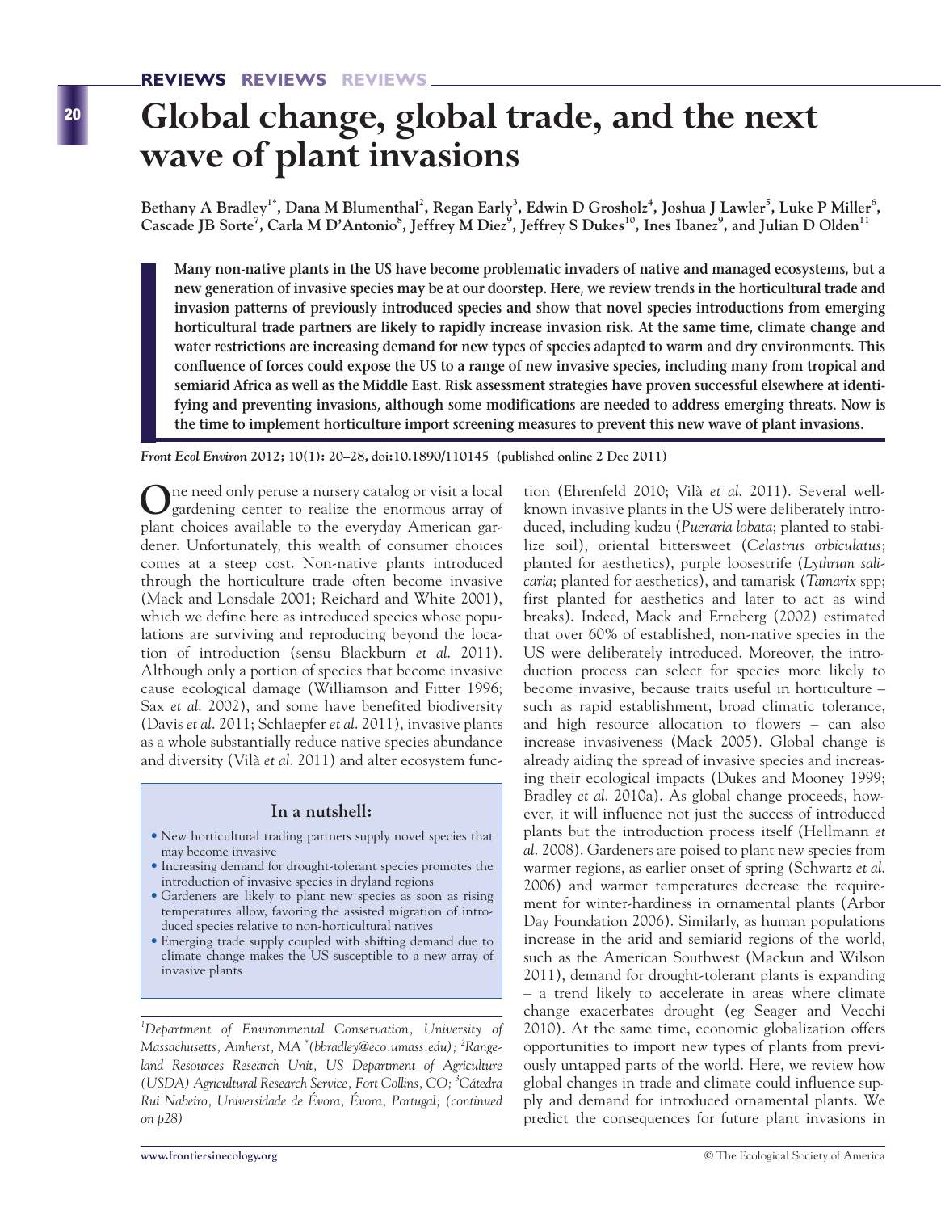# Global change, global trade, and the next wave of plant invasions

**Bethany A Bradley[1*], Dana M Blumenthal[2], Regan Early[3], Edwin D Grosholz[4], Joshua J Lawler[5], Luke P Miller[6], Cascade JB Sorte[7], Carla M D'Antonio[8], Jeffrey M Diez[9], Jeffrey S Dukes[10], Ines Ibanez[9], and Julian D Olden[11]**

**Many non-native plants in the US have become problematic invaders of native and managed ecosystems, but a new generation of invasive species may be at our doorstep. Here, we review trends in the horticultural trade and invasion patterns of previously introduced species and show that novel species introductions from emerging horticultural trade partners are likely to rapidly increase invasion risk. At the same time, climate change and water restrictions are increasing demand for new types of species adapted to warm and dry environments. This confluence of forces could expose the US to a range of new invasive species, including many from tropical and semiarid Africa as well as the Middle East. Risk assessment strategies have proven successful elsewhere at identifying and preventing invasions, although some modifications are needed to address emerging threats. Now is the time to implement horticulture import screening measures to prevent this new wave of plant invasions.**

*Front Ecol Environ* **2012; 10(1): 20–28, doi:10.1890/110145 (published online 2 Dec 2011)**

One need only peruse a nursery catalog or visit a local gardening center to realize the enormous array of plant choices available to the everyday American gardener. Unfortunately, this wealth of consumer choices comes at a steep cost. Non-native plants introduced through the horticulture trade often become invasive (Mack and Lonsdale 2001; Reichard and White 2001), which we define here as introduced species whose populations are surviving and reproducing beyond the location of introduction (sensu Blackburn *et al.* 2011). Although only a portion of species that become invasive cause ecological damage (Williamson and Fitter 1996; Sax *et al.* 2002), and some have benefited biodiversity (Davis *et al.* 2011; Schlaepfer *et al.* 2011), invasive plants as a whole substantially reduce native species abundance and diversity (Vilà *et al.* 2011) and alter ecosystem function (Ehrenfeld 2010; Vilà *et al.* 2011). Several well-known invasive plants in the US were deliberately introduced, including kudzu (*Pueraria lobata*; planted to stabilize soil), oriental bittersweet (*Celastrus orbiculatus*; planted for aesthetics), purple loosestrife (*Lythrum salicaria*; planted for aesthetics), and tamarisk (*Tamarix* spp; first planted for aesthetics and later to act as wind breaks). Indeed, Mack and Erneberg (2002) estimated that over 60% of established, non-native species in the US were deliberately introduced. Moreover, the introduction process can select for species more likely to become invasive, because traits useful in horticulture – such as rapid establishment, broad climatic tolerance, and high resource allocation to flowers – can also increase invasiveness (Mack 2005). Global change is already aiding the spread of invasive species and increasing their ecological impacts (Dukes and Mooney 1999; Bradley *et al.* 2010a). As global change proceeds, however, it will influence not just the success of introduced plants but the introduction process itself (Hellmann *et al.* 2008). Gardeners are poised to plant new species from warmer regions, as earlier onset of spring (Schwartz *et al.* 2006) and warmer temperatures decrease the requirement for winter-hardiness in ornamental plants (Arbor Day Foundation 2006). Similarly, as human populations increase in the arid and semiarid regions of the world, such as the American Southwest (Mackun and Wilson 2011), demand for drought-tolerant plants is expanding – a trend likely to accelerate in areas where climate change exacerbates drought (eg Seager and Vecchi 2010). At the same time, economic globalization offers opportunities to import new types of plants from previously untapped parts of the world. Here, we review how global changes in trade and climate could influence supply and demand for introduced ornamental plants. We predict the consequences for future plant invasions in

### In a nutshell:

- New horticultural trading partners supply novel species that may become invasive
- Increasing demand for drought-tolerant species promotes the introduction of invasive species in dryland regions
- Gardeners are likely to plant new species as soon as rising temperatures allow, favoring the assisted migration of introduced species relative to non-horticultural natives
- Emerging trade supply coupled with shifting demand due to climate change makes the US susceptible to a new array of invasive plants

---

*[1]Department of Environmental Conservation, University of Massachusetts, Amherst, MA [*](bbradley@eco.umass.edu); [2]Rangeland Resources Research Unit, US Department of Agriculture (USDA) Agricultural Research Service, Fort Collins, CO; [3]Cátedra Rui Nabeiro, Universidade de Évora, Évora, Portugal; (continued on p28)*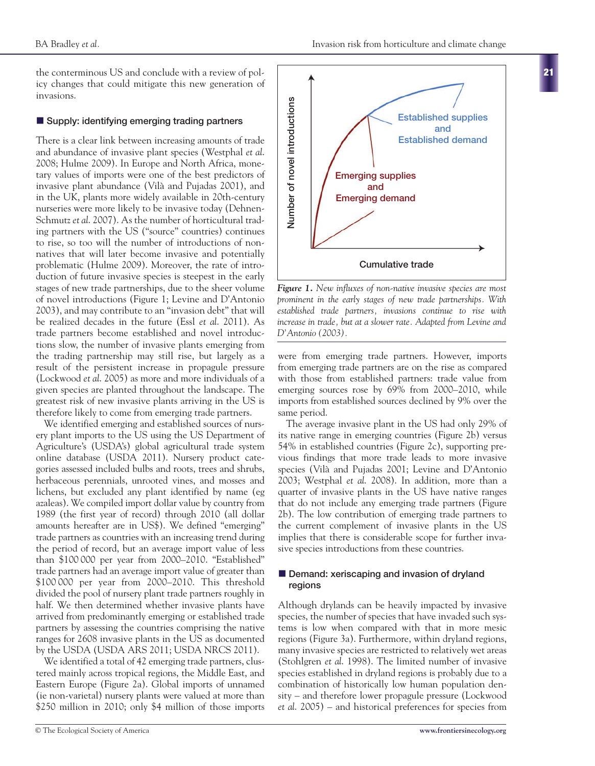the conterminous US and conclude with a review of policy changes that could mitigate this new generation of invasions.

## ■ Supply: identifying emerging trading partners

There is a clear link between increasing amounts of trade and abundance of invasive plant species (Westphal *et al.* 2008; Hulme 2009). In Europe and North Africa, monetary values of imports were one of the best predictors of invasive plant abundance (Vilà and Pujadas 2001), and in the UK, plants more widely available in 20th-century nurseries were more likely to be invasive today (Dehnen-Schmutz *et al.* 2007). As the number of horticultural trading partners with the US ("source" countries) continues to rise, so too will the number of introductions of non-natives that will later become invasive and potentially problematic (Hulme 2009). Moreover, the rate of introduction of future invasive species is steepest in the early stages of new trade partnerships, due to the sheer volume of novel introductions (Figure 1; Levine and D'Antonio 2003), and may contribute to an "invasion debt" that will be realized decades in the future (Essl *et al.* 2011). As trade partners become established and novel introductions slow, the number of invasive plants emerging from the trading partnership may still rise, but largely as a result of the persistent increase in propagule pressure (Lockwood *et al.* 2005) as more and more individuals of a given species are planted throughout the landscape. The greatest risk of new invasive plants arriving in the US is therefore likely to come from emerging trade partners.

We identified emerging and established sources of nursery plant imports to the US using the US Department of Agriculture's (USDA's) global agricultural trade system online database (USDA 2011). Nursery product categories assessed included bulbs and roots, trees and shrubs, herbaceous perennials, unrooted vines, and mosses and lichens, but excluded any plant identified by name (eg azaleas). We compiled import dollar value by country from 1989 (the first year of record) through 2010 (all dollar amounts hereafter are in US$). We defined "emerging" trade partners as countries with an increasing trend during the period of record, but an average import value of less than \$100 000 per year from 2000–2010. "Established" trade partners had an average import value of greater than \$100 000 per year from 2000–2010. This threshold divided the pool of nursery plant trade partners roughly in half. We then determined whether invasive plants have arrived from predominantly emerging or established trade partners by assessing the countries comprising the native ranges for 2608 invasive plants in the US as documented by the USDA (USDA ARS 2011; USDA NRCS 2011).

We identified a total of 42 emerging trade partners, clustered mainly across tropical regions, the Middle East, and Eastern Europe (Figure 2a). Global imports of unnamed (ie non-varietal) nursery plants were valued at more than \$250 million in 2010; only \$4 million of those imports were from emerging trade partners. However, imports from emerging trade partners are on the rise as compared with those from established partners: trade value from emerging sources rose by 69% from 2000–2010, while imports from established sources declined by 9% over the same period.

The average invasive plant in the US had only 29% of its native range in emerging countries (Figure 2b) versus 54% in established countries (Figure 2c), supporting previous findings that more trade leads to more invasive species (Vilà and Pujadas 2001; Levine and D'Antonio 2003; Westphal *et al.* 2008). In addition, more than a quarter of invasive plants in the US have native ranges that do not include any emerging trade partners (Figure 2b). The low contribution of emerging trade partners to the current complement of invasive plants in the US implies that there is considerable scope for further invasive species introductions from these countries.

*Figure 1. New influxes of non-native invasive species are most prominent in the early stages of new trade partnerships. With established trade partners, invasions continue to rise with increase in trade, but at a slower rate. Adapted from Levine and D'Antonio (2003).*

## ■ Demand: xeriscaping and invasion of dryland regions

Although drylands can be heavily impacted by invasive species, the number of species that have invaded such systems is low when compared with that in more mesic regions (Figure 3a). Furthermore, within dryland regions, many invasive species are restricted to relatively wet areas (Stohlgren *et al.* 1998). The limited number of invasive species established in dryland regions is probably due to a combination of historically low human population density – and therefore lower propagule pressure (Lockwood *et al.* 2005) – and historical preferences for species from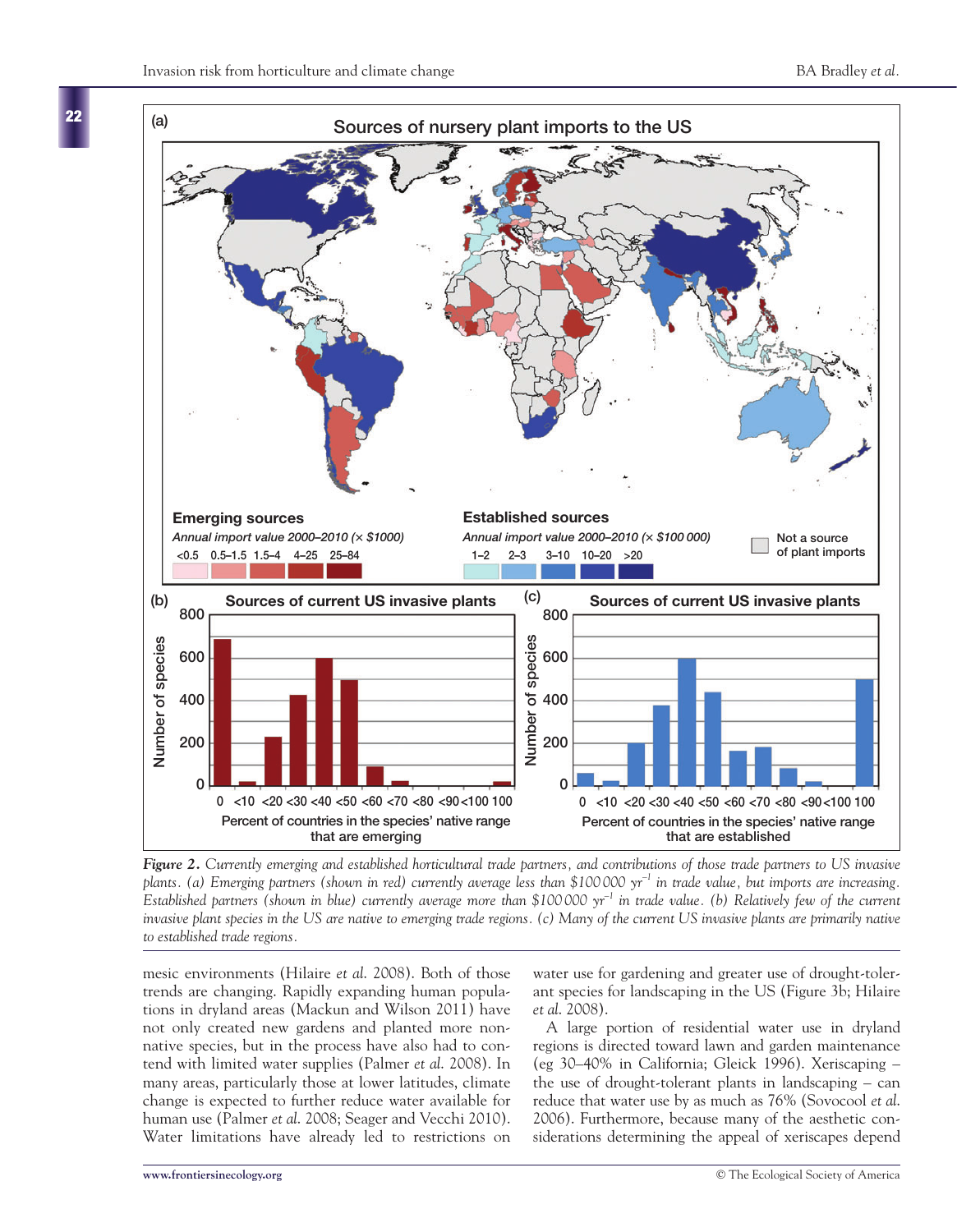*Figure 2. Currently emerging and established horticultural trade partners, and contributions of those trade partners to US invasive plants. (a) Emerging partners (shown in red) currently average less than \$100 000 $yr^{-1}$ in trade value, but imports are increasing. Established partners (shown in blue) currently average more than \$100 000 $yr^{-1}$ in trade value. (b) Relatively few of the current invasive plant species in the US are native to emerging regions. (c) Many of the current US invasive plants are primarily native to established trade regions.*

mesic environments (Hilaire *et al.* 2008). Both of those trends are changing. Rapidly expanding human populations in dryland areas (Mackun and Wilson 2011) have not only created new gardens and planted more nonnative species, but in the process have also had to contend with limited water supplies (Palmer *et al.* 2008). In many areas, particularly those at lower latitudes, climate change is expected to further reduce water available for human use (Palmer *et al.* 2008; Seager and Vecchi 2010). Water limitations have already led to restrictions on water use for gardening and greater use of drought-tolerant species for landscaping in the US (Figure 3b; Hilaire *et al.* 2008).

A large portion of residential water use in dryland regions is directed toward lawn and garden maintenance (eg 30–40% in California; Gleick 1996). Xeriscaping – the use of drought-tolerant plants in landscaping – can reduce that water use by as much as 76% (Sovocool *et al.* 2006). Furthermore, because many of the aesthetic considerations determining the appeal of xeriscapes depend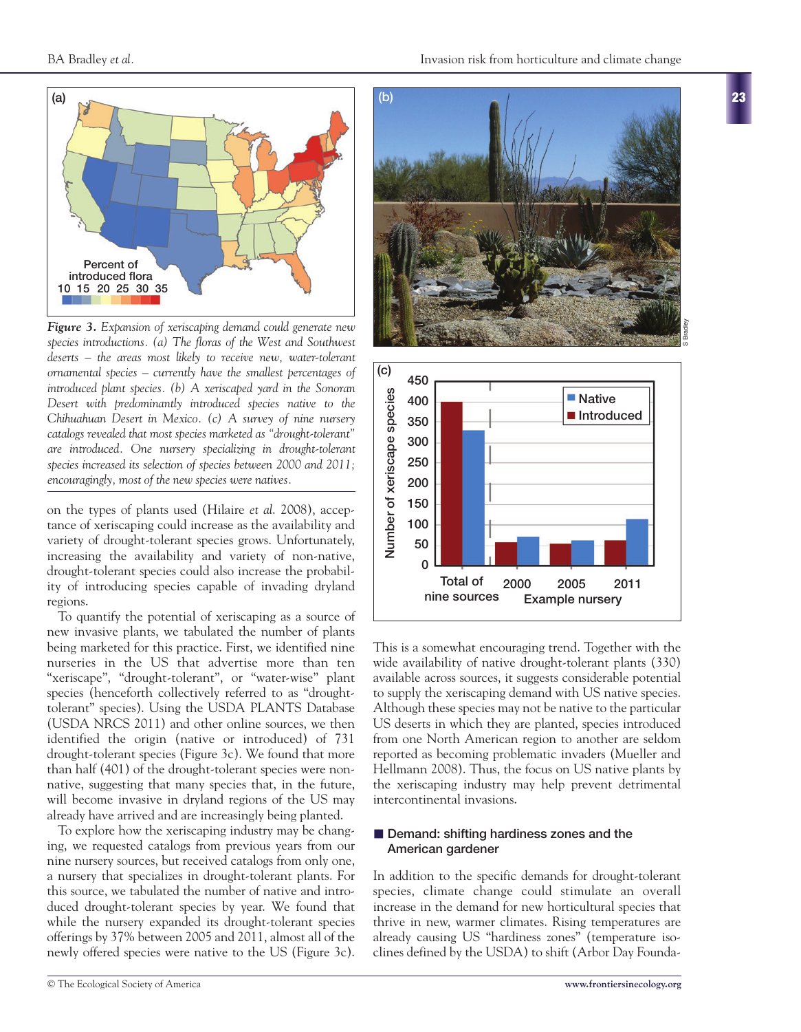*Figure 3. Expansion of xeriscaping demand could generate new species introductions. (a) The floras of the West and Southwest deserts – the areas most likely to receive new, water-tolerant ornamental species – currently have the smallest percentages of introduced plant species. (b) A xeriscaped yard in the Sonoran Desert with predominantly introduced species native to the Chihuahuan Desert in Mexico. (c) A survey of nine nursery catalogs revealed that most species marketed as "drought-tolerant" are introduced. One nursery specializing in drought-tolerant species increased its selection of species between 2000 and 2011; encouragingly, most of the new species were natives.*

on the types of plants used (Hilaire *et al.* 2008), acceptance of xeriscaping could increase as the availability and variety of drought-tolerant species grows. Unfortunately, increasing the availability and variety of non-native, drought-tolerant species could also increase the probability of introducing species capable of invading dryland regions.

To quantify the potential of xeriscaping as a source of new invasive plants, we tabulated the number of plants being marketed for this practice. First, we identified nine nurseries in the US that advertise more than ten "xeriscape", "drought-tolerant", or "water-wise" plant species (henceforth collectively referred to as "drought-tolerant" species). Using the USDA PLANTS Database (USDA NRCS 2011) and other online sources, we then identified the origin (native or introduced) of 731 drought-tolerant species (Figure 3c). We found that more than half (401) of the drought-tolerant species were non-native, suggesting that many species that, in the future, will become invasive in dryland regions of the US may already have arrived and are increasingly being planted.

To explore how the xeriscaping industry may be changing, we requested catalogs from previous years from our nine nursery sources, but received catalogs from only one, a nursery that specializes in drought-tolerant plants. For this source, we tabulated the number of native and introduced drought-tolerant species by year. We found that while the nursery expanded its drought-tolerant species offerings by 37% between 2005 and 2011, almost all of the newly offered species were native to the US (Figure 3c). This is a somewhat encouraging trend. Together with the wide availability of native drought-tolerant plants (330) available across sources, it suggests considerable potential to supply the xeriscaping demand with US native species. Although these species may not be native to the particular US deserts in which they are planted, species introduced from one North American region to another are seldom reported as becoming problematic invaders (Mueller and Hellmann 2008). Thus, the focus on US native plants by the xeriscaping industry may help prevent detrimental intercontinental invasions.

## Demand: shifting hardiness zones and the American gardener

In addition to the specific demands for drought-tolerant species, climate change could stimulate an overall increase in the demand for new horticultural species that thrive in new, warmer climates. Rising temperatures are already causing US "hardiness zones" (temperature isoclines defined by the USDA) to shift (Arbor Day Founda-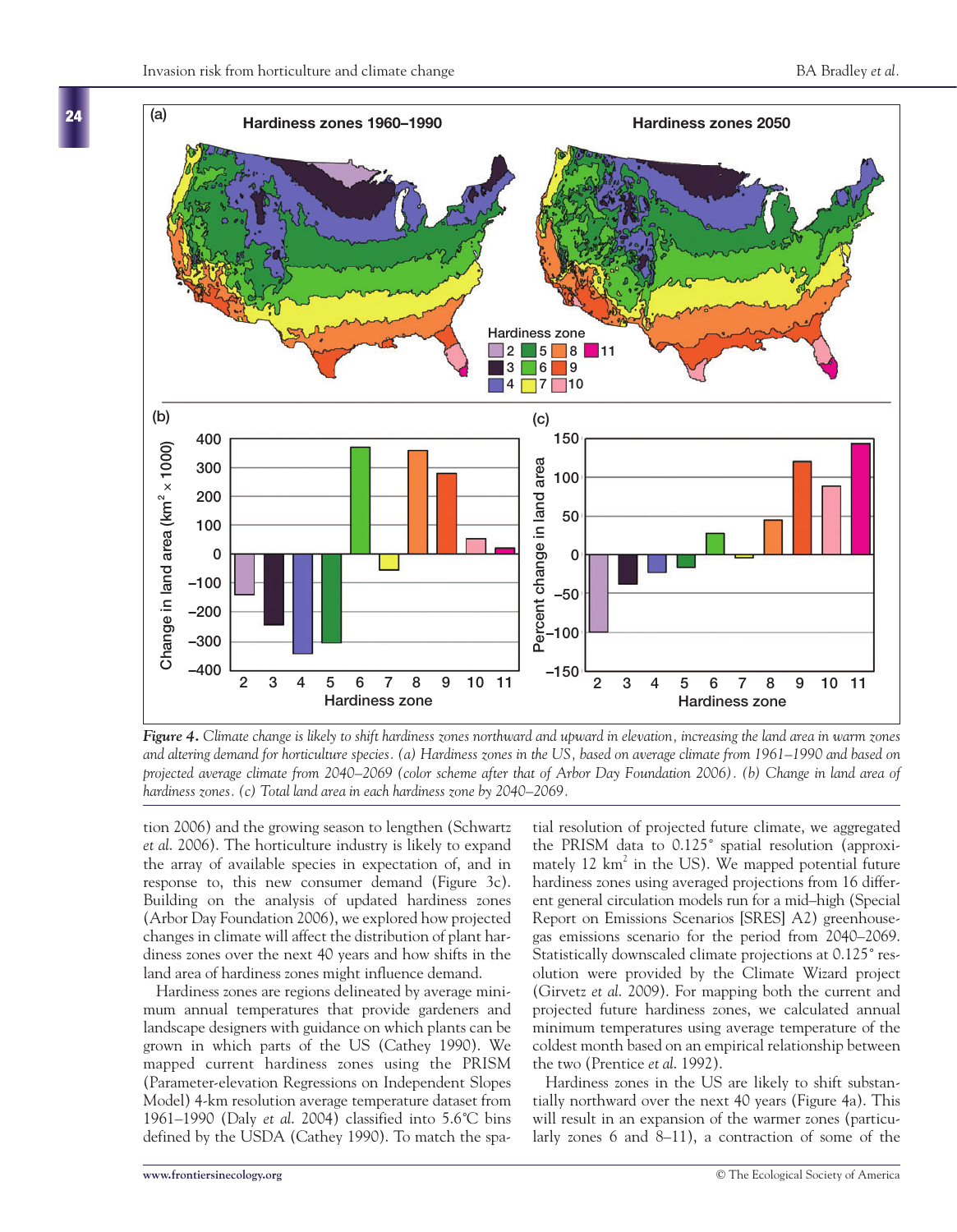*Figure 4. Climate change is likely to shift hardiness zones northward and upward in elevation, increasing the land area in warm zones and altering demand for horticulture species. (a) Hardiness zones in the US, based on average climate from 1961–1990 and based on projected average climate from 2040–2069 (color scheme after that of Arbor Day Foundation 2006). (b) Change in land area of hardiness zones. (c) Total land area in each hardiness zone by 2040–2069.*

tion 2006) and the growing season to lengthen (Schwartz *et al.* 2006). The horticulture industry is likely to expand the array of available species in expectation of, and in response to, this new consumer demand (Figure 3c). Building on the analysis of updated hardiness zones (Arbor Day Foundation 2006), we explored how projected changes in climate will affect the distribution of plant hardiness zones over the next 40 years and how shifts in the land area of hardiness zones might influence demand.

Hardiness zones are regions delineated by average minimum annual temperatures that provide gardeners and landscape designers with guidance on which plants can be grown in which parts of the US (Cathey 1990). We mapped current hardiness zones using the PRISM (Parameter-elevation Regressions on Independent Slopes Model) 4-km resolution average temperature dataset from 1961–1990 (Daly *et al.* 2004) classified into 5.6°C bins defined by the USDA (Cathey 1990). To match the spatial resolution of projected future climate, we aggregated the PRISM data to 0.125° spatial resolution (approximately 12 $km^2$ in the US). We mapped potential future hardiness zones using averaged projections from 16 different general circulation models run for a mid–high (Special Report on Emissions Scenarios [SRES] A2) greenhouse-gas emissions scenario for the period from 2040–2069. Statistically downscaled climate projections at 0.125° resolution were provided by the Climate Wizard project (Girvetz *et al.* 2009). For mapping both the current and projected future hardiness zones, we calculated annual minimum temperatures using average temperature of the coldest month based on an empirical relationship between the two (Prentice *et al.* 1992).

Hardiness zones in the US are likely to shift substantially northward over the next 40 years (Figure 4a). This will result in an expansion of the warmer zones (particularly zones 6 and 8–11), a contraction of some of the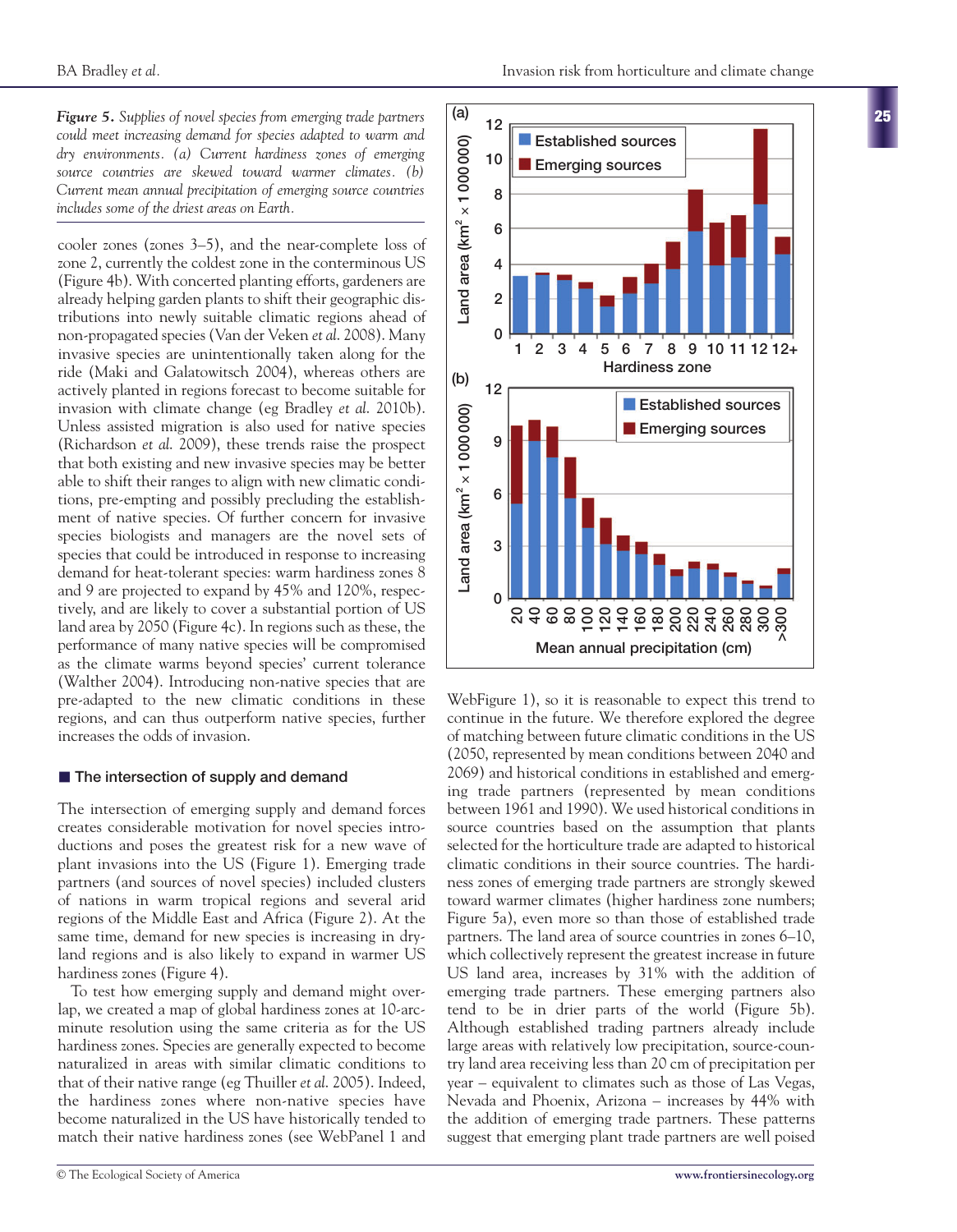*Figure 5. Supplies of novel species from emerging trade partners could meet increasing demand for species adapted to warm and dry environments. (a) Current hardiness zones of emerging source countries are skewed toward warmer climates. (b) Current mean annual precipitation of emerging source countries includes some of the driest areas on Earth.*

cooler zones (zones 3–5), and the near-complete loss of zone 2, currently the coldest zone in the conterminous US (Figure 4b). With concerted planting efforts, gardeners are already helping garden plants to shift their geographic distributions into newly suitable climatic regions ahead of non-propagated species (Van der Veken *et al.* 2008). Many invasive species are unintentionally taken along for the ride (Maki and Galatowitsch 2004), whereas others are actively planted in regions forecast to become suitable for invasion with climate change (eg Bradley *et al.* 2010b). Unless assisted migration is also used for native species (Richardson *et al.* 2009), these trends raise the prospect that both existing and new invasive species may be better able to shift their ranges to align with new climatic conditions, pre-empting and possibly precluding the establishment of native species. Of further concern for invasive species biologists and managers are the novel sets of species that could be introduced in response to increasing demand for heat-tolerant species: warm hardiness zones 8 and 9 are projected to expand by 45% and 120%, respectively, and are likely to cover a substantial portion of US land area by 2050 (Figure 4c). In regions such as these, the performance of many native species will be compromised as the climate warms beyond species' current tolerance (Walther 2004). Introducing non-native species that are pre-adapted to the new climatic conditions in these regions, and can thus outperform native species, further increases the odds of invasion.

## The intersection of supply and demand

The intersection of emerging supply and demand forces creates considerable motivation for novel species introductions and poses the greatest risk for a new wave of plant invasions into the US (Figure 1). Emerging trade partners (and sources of novel species) included clusters of nations in warm tropical regions and several arid regions of the Middle East and Africa (Figure 2). At the same time, demand for new species is increasing in dryland regions and is also likely to expand in warmer US hardiness zones (Figure 4).

To test how emerging supply and demand might overlap, we created a map of global hardiness zones at 10-arc-minute resolution using the same criteria as for the US hardiness zones. Species are generally expected to become naturalized in areas with similar climatic conditions to that of their native range (eg Thuiller *et al.* 2005). Indeed, the hardiness zones where non-native species have become naturalized in the US have historically tended to match their native hardiness zones (see WebPanel 1 and WebFigure 1), so it is reasonable to expect this trend to continue in the future. We therefore explored the degree of matching between future climatic conditions in the US (2050, represented by mean conditions between 2040 and 2069) and historical conditions in established and emerging trade partners (represented by mean conditions between 1961 and 1990). We used historical conditions in source countries based on the assumption that plants selected for the horticulture trade are adapted to historical climatic conditions in their source countries. The hardiness zones of emerging trade partners are strongly skewed toward warmer climates (higher hardiness zone numbers; Figure 5a), even more so than those of established trade partners. The land area of source countries in zones 6–10, which collectively represent the greatest increase in future US land area, increases by 31% with the addition of emerging trade partners. These emerging partners also tend to be in drier parts of the world (Figure 5b). Although established trading partners already include large areas with relatively low precipitation, source-country land area receiving less than 20 cm of precipitation per year – equivalent to climates such as those of Las Vegas, Nevada and Phoenix, Arizona – increases by 44% with the addition of emerging trade partners. These patterns suggest that emerging plant trade partners are well poised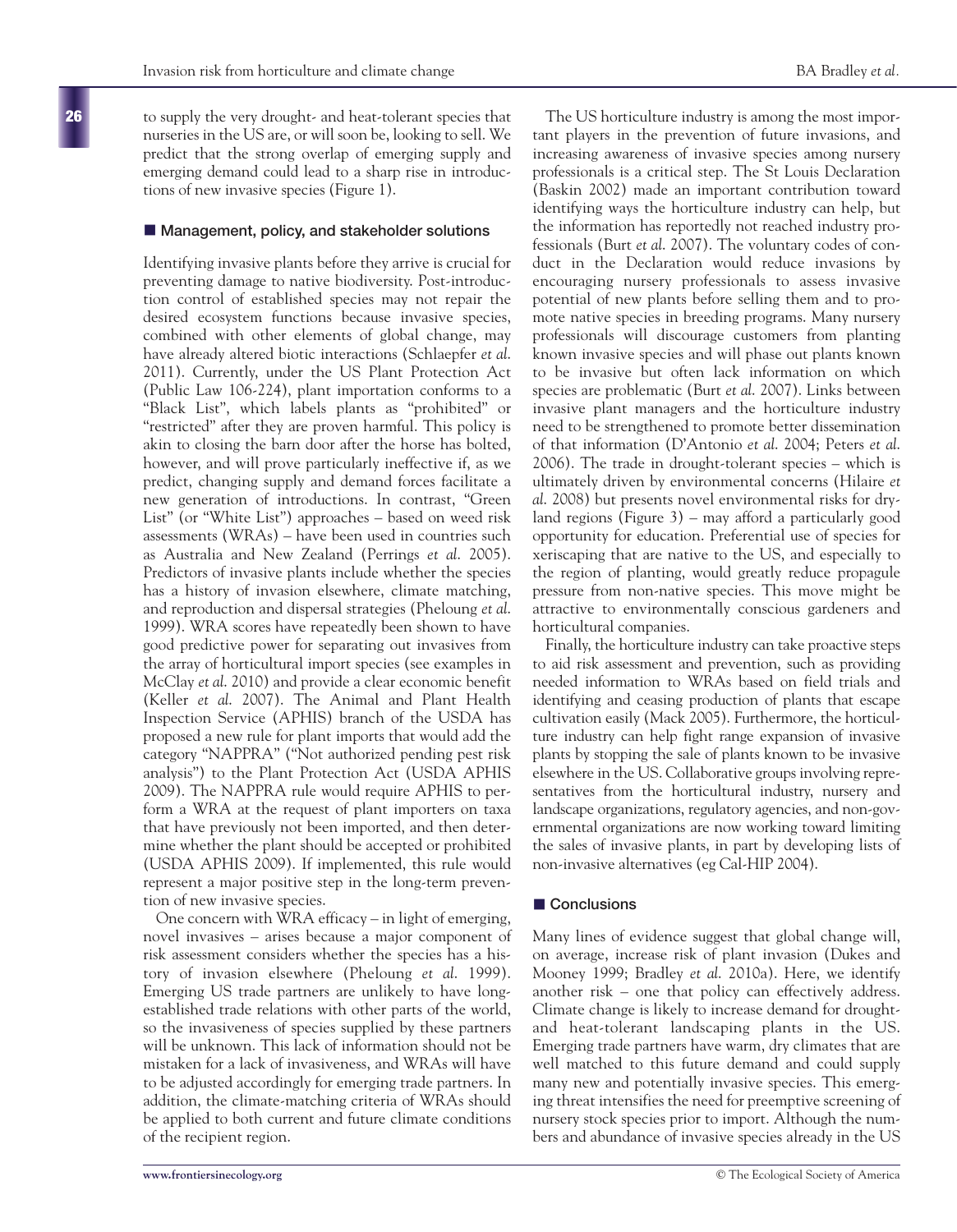to supply the very drought- and heat-tolerant species that nurseries in the US are, or will soon be, looking to sell. We predict that the strong overlap of emerging supply and emerging demand could lead to a sharp rise in introductions of new invasive species (Figure 1).

## Management, policy, and stakeholder solutions

Identifying invasive plants before they arrive is crucial for preventing damage to native biodiversity. Post-introduction control of established species may not repair the desired ecosystem functions because invasive species, combined with other elements of global change, may have already altered biotic interactions (Schlaepfer *et al.* 2011). Currently, under the US Plant Protection Act (Public Law 106-224), plant importation conforms to a "Black List", which labels plants as "prohibited" or "restricted" after they are proven harmful. This policy is akin to closing the barn door after the horse has bolted, however, and will prove particularly ineffective if, as we predict, changing supply and demand forces facilitate a new generation of introductions. In contrast, "Green List" (or "White List") approaches – based on weed risk assessments (WRAs) – have been used in countries such as Australia and New Zealand (Perrings *et al.* 2005). Predictors of invasive plants include whether the species has a history of invasion elsewhere, climate matching, and reproduction and dispersal strategies (Pheloung *et al.* 1999). WRA scores have repeatedly been shown to have good predictive power for separating out invasives from the array of horticultural import species (see examples in McClay *et al.* 2010) and provide a clear economic benefit (Keller *et al.* 2007). The Animal and Plant Health Inspection Service (APHIS) branch of the USDA has proposed a new rule for plant imports that would add the category "NAPPRA" ("Not authorized pending pest risk analysis") to the Plant Protection Act (USDA APHIS 2009). The NAPPRA rule would require APHIS to perform a WRA at the request of plant importers on taxa that have previously not been imported, and then determine whether the plant should be accepted or prohibited (USDA APHIS 2009). If implemented, this rule would represent a major positive step in the long-term prevention of new invasive species.

One concern with WRA efficacy – in light of emerging, novel invasives – arises because a major component of risk assessment considers whether the species has a history of invasion elsewhere (Pheloung *et al.* 1999). Emerging US trade partners are unlikely to have long-established trade relations with other parts of the world, so the invasiveness of species supplied by these partners will be unknown. This lack of information should not be mistaken for a lack of invasiveness, and WRAs will have to be adjusted accordingly for emerging trade partners. In addition, the climate-matching criteria of WRAs should be applied to both current and future climate conditions of the recipient region.

The US horticulture industry is among the most important players in the prevention of future invasions, and increasing awareness of invasive species among nursery professionals is a critical step. The St Louis Declaration (Baskin 2002) made an important contribution toward identifying ways the horticulture industry can help, but the information has reportedly not reached industry professionals (Burt *et al.* 2007). The voluntary codes of conduct in the Declaration would reduce invasions by encouraging nursery professionals to assess invasive potential of new plants before selling them and to promote native species in breeding programs. Many nursery professionals will discourage customers from planting known invasive species and will phase out plants known to be invasive but often lack information on which species are problematic (Burt *et al.* 2007). Links between invasive plant managers and the horticulture industry need to be strengthened to promote better dissemination of that information (D'Antonio *et al.* 2004; Peters *et al.* 2006). The trade in drought-tolerant species – which is ultimately driven by environmental concerns (Hilaire *et al.* 2008) but presents novel environmental risks for dryland regions (Figure 3) – may afford a particularly good opportunity for education. Preferential use of species for xeriscaping that are native to the US, and especially to the region of planting, would greatly reduce propagule pressure from non-native species. This move might be attractive to environmentally conscious gardeners and horticultural companies.

Finally, the horticulture industry can take proactive steps to aid risk assessment and prevention, such as providing needed information to WRAs based on field trials and identifying and ceasing production of plants that escape cultivation easily (Mack 2005). Furthermore, the horticulture industry can help fight range expansion of invasive plants by stopping the sale of plants known to be invasive elsewhere in the US. Collaborative groups involving representatives from the horticultural industry, nursery and landscape organizations, regulatory agencies, and non-governmental organizations are now working toward limiting the sales of invasive plants, in part by developing lists of non-invasive alternatives (eg Cal-HIP 2004).

## Conclusions

Many lines of evidence suggest that global change will, on average, increase risk of plant invasion (Dukes and Mooney 1999; Bradley *et al.* 2010a). Here, we identify another risk – one that policy can effectively address. Climate change is likely to increase demand for drought- and heat-tolerant landscaping plants in the US. Emerging trade partners have warm, dry climates that are well matched to this future demand and could supply many new and potentially invasive species. This emerging threat intensifies the need for preemptive screening of nursery stock species prior to import. Although the numbers and abundance of invasive species already in the US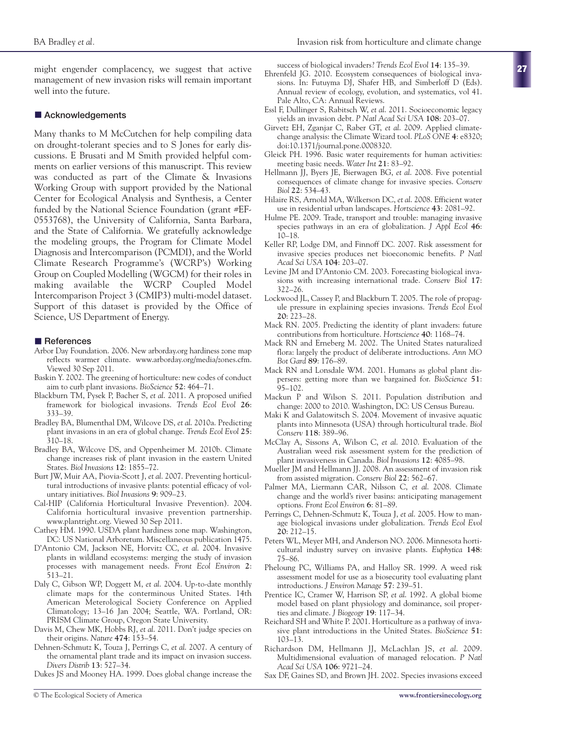might engender complacency, we suggest that active management of new invasion risks will remain important well into the future.

## Acknowledgements

Many thanks to M McCutchen for help compiling data on drought-tolerant species and to S Jones for early discussions. E Brusati and M Smith provided helpful comments on earlier versions of this manuscript. This review was conducted as part of the Climate & Invasions Working Group with support provided by the National Center for Ecological Analysis and Synthesis, a Center funded by the National Science Foundation (grant #EF-0553768), the University of California, Santa Barbara, and the State of California. We gratefully acknowledge the modeling groups, the Program for Climate Model Diagnosis and Intercomparison (PCMDI), and the World Climate Research Programme's (WCRP's) Working Group on Coupled Modelling (WGCM) for their roles in making available the WCRP Coupled Model Intercomparison Project 3 (CMIP3) multi-model dataset. Support of this dataset is provided by the Office of Science, US Department of Energy.

## References

Arbor Day Foundation. 2006. New arborday.org hardiness zone map reflects warmer climate. www.arborday.org/media/zones.cfm. Viewed 30 Sep 2011.

Baskin Y. 2002. The greening of horticulture: new codes of conduct aim to curb plant invasions. *BioScience* **52**: 464–71.

Blackburn TM, Pysek P, Bacher S, *et al*. 2011. A proposed unified framework for biological invasions. *Trends Ecol Evol* **26**: 333–39.

Bradley BA, Blumenthal DM, Wilcove DS, *et al*. 2010a. Predicting plant invasions in an era of global change. *Trends Ecol Evol* **25**: 310–18.

Bradley BA, Wilcove DS, and Oppenheimer M. 2010b. Climate change increases risk of plant invasion in the eastern United States. *Biol Invasions* **12**: 1855–72.

Burt JW, Muir AA, Piovia-Scott J, *et al*. 2007. Preventing horticultural introductions of invasive plants: potential efficacy of voluntary initiatives. *Biol Invasions* **9**: 909–23.

Cal-HIP (California Horticultural Invasive Prevention). 2004. California horticultural invasive prevention partnership. www.plantright.org. Viewed 30 Sep 2011.

Cathey HM. 1990. USDA plant hardiness zone map. Washington, DC: US National Arboretum. Miscellaneous publication 1475.

D'Antonio CM, Jackson NE, Horvitz CC, *et al*. 2004. Invasive plants in wildland ecosystems: merging the study of invasion processes with management needs. *Front Ecol Environ* **2**: 513–21.

Daly C, Gibson WP, Doggett M, *et al*. 2004. Up-to-date monthly climate maps for the conterminous United States. 14th American Meterological Society Conference on Applied Climatology; 13–16 Jan 2004; Seattle, WA. Portland, OR: PRISM Climate Group, Oregon State University.

Davis M, Chew MK, Hobbs RJ, *et al*. 2011. Don't judge species on their origins. *Nature* **474**: 153–54.

Dehnen-Schmutz K, Touza J, Perrings C, *et al*. 2007. A century of the ornamental plant trade and its impact on invasion success. *Divers Distrib* **13**: 527–34.

Dukes JS and Mooney HA. 1999. Does global change increase the success of biological invaders? *Trends Ecol Evol* **14**: 135–39.

Ehrenfeld JG. 2010. Ecosystem consequences of biological invasions. In: Futuyma DJ, Shafer HB, and Simberloff D (Eds). Annual review of ecology, evolution, and systematics, vol 41. Pale Alto, CA: Annual Reviews.

Essl F, Dullinger S, Rabitsch W, *et al*. 2011. Socioeconomic legacy yields an invasion debt. *P Natl Acad Sci USA* **108**: 203–07.

Girvetz EH, Zganjar C, Raber GT, *et al*. 2009. Applied climate-change analysis: the Climate Wizard tool. *PLoS ONE* **4**: e8320; doi:10.1371/journal.pone.0008320.

Gleick PH. 1996. Basic water requirements for human activities: meeting basic needs. *Water Int* **21**: 83–92.

Hellmann JJ, Byers JE, Bierwagen BG, *et al*. 2008. Five potential consequences of climate change for invasive species. *Conserv Biol* **22**: 534–43.

Hilaire RS, Arnold MA, Wilkerson DC, *et al*. 2008. Efficient water use in residential urban landscapes. *Hortscience* **43**: 2081–92.

Hulme PE. 2009. Trade, transport and trouble: managing invasive species pathways in an era of globalization. *J Appl Ecol* **46**: 10–18.

Keller RP, Lodge DM, and Finnoff DC. 2007. Risk assessment for invasive species produces net bioeconomic benefits. *P Natl Acad Sci USA* **104**: 203–07.

Levine JM and D'Antonio CM. 2003. Forecasting biological invasions with increasing international trade. *Conserv Biol* **17**: 322–26.

Lockwood JL, Cassey P, and Blackburn T. 2005. The role of propagule pressure in explaining species invasions. *Trends Ecol Evol* **20**: 223–28.

Mack RN. 2005. Predicting the identity of plant invaders: future contributions from horticulture. *Hortscience* **40**: 1168–74.

Mack RN and Erneberg M. 2002. The United States naturalized flora: largely the product of deliberate introductions. *Ann MO Bot Gard* **89**: 176–89.

Mack RN and Lonsdale WM. 2001. Humans as global plant dispersers: getting more than we bargained for. *BioScience* **51**: 95–102.

Mackun P and Wilson S. 2011. Population distribution and change: 2000 to 2010. Washington, DC: US Census Bureau.

Maki K and Galatowitsch S. 2004. Movement of invasive aquatic plants into Minnesota (USA) through horticultural trade. *Biol Conserv* **118**: 389–96.

McClay A, Sissons A, Wilson C, *et al*. 2010. Evaluation of the Australian weed risk assessment system for the prediction of plant invasiveness in Canada. *Biol Invasions* **12**: 4085–98.

Mueller JM and Hellmann JJ. 2008. An assessment of invasion risk from assisted migration. *Conserv Biol* **22**: 562–67.

Palmer MA, Liermann CAR, Nilsson C, *et al*. 2008. Climate change and the world's river basins: anticipating management options. *Front Ecol Environ* **6**: 81–89.

Perrings C, Dehnen-Schmutz K, Touza J, *et al*. 2005. How to manage biological invasions under globalization. *Trends Ecol Evol* **20**: 212–15.

Peters WL, Meyer MH, and Anderson NO. 2006. Minnesota horticultural industry survey on invasive plants. *Euphytica* **148**: 75–86.

Pheloung PC, Williams PA, and Halloy SR. 1999. A weed risk assessment model for use as a biosecurity tool evaluating plant introductions. *J Environ Manage* **57**: 239–51.

Prentice IC, Cramer W, Harrison SP, *et al*. 1992. A global biome model based on plant physiology and dominance, soil properties and climate. *J Biogeogr* **19**: 117–34.

Reichard SH and White P. 2001. Horticulture as a pathway of invasive plant introductions in the United States. *BioScience* **51**: 103–13.

Richardson DM, Hellmann JJ, McLachlan JS, *et al*. 2009. Multidimensional evaluation of managed relocation. *P Natl Acad Sci USA* **106**: 9721–24.

Sax DF, Gaines SD, and Brown JH. 2002. Species invasions exceed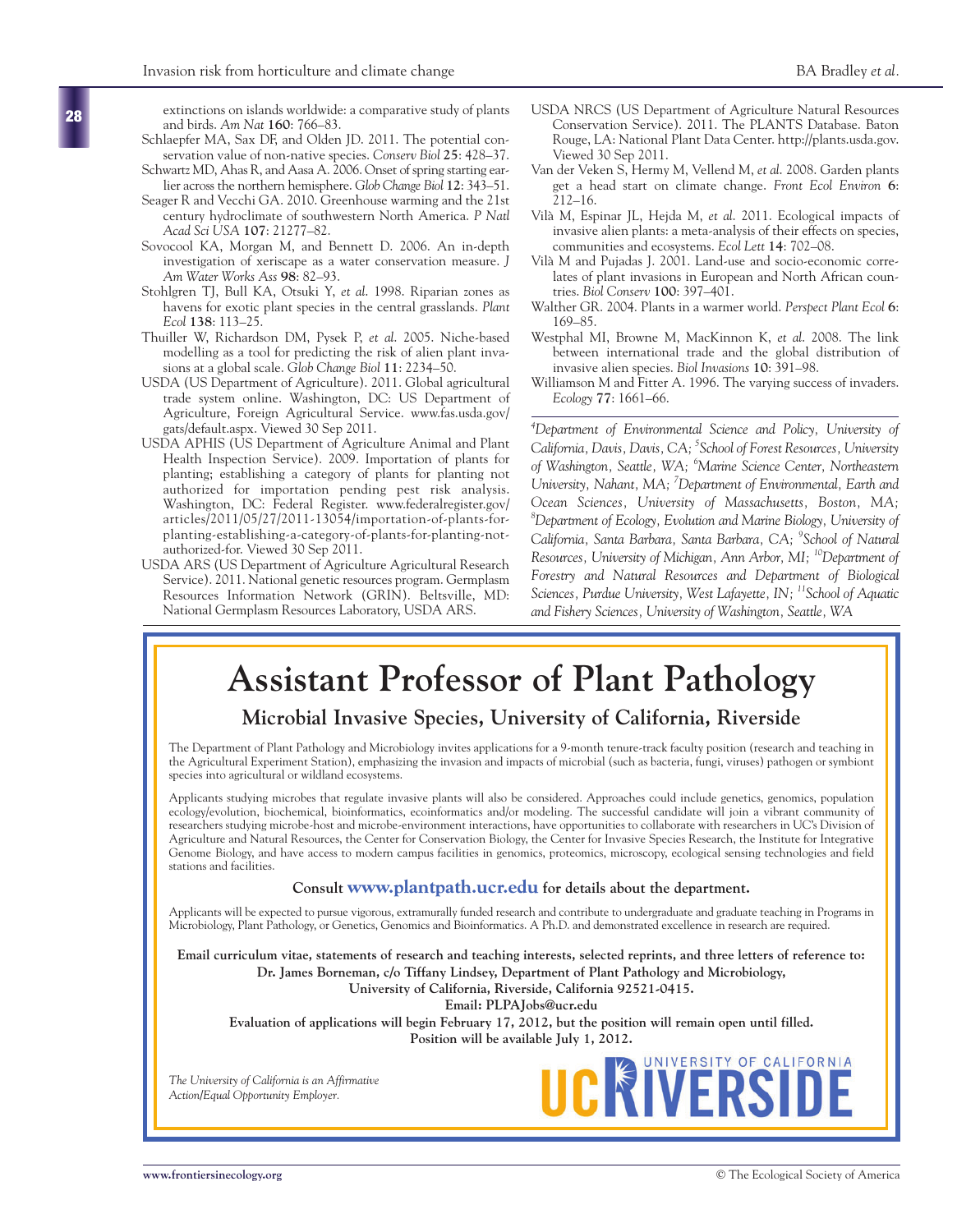extinctions on islands worldwide: a comparative study of plants and birds. *Am Nat* **160**: 766–83.

Schlaepfer MA, Sax DF, and Olden JD. 2011. The potential conservation value of non-native species. *Conserv Biol* **25**: 428–37.

Schwartz MD, Ahas R, and Aasa A. 2006. Onset of spring starting earlier across the northern hemisphere. *Glob Change Biol* **12**: 343–51.

Seager R and Vecchi GA. 2010. Greenhouse warming and the 21st century hydroclimate of southwestern North America. *P Natl Acad Sci USA* **107**: 21277–82.

Sovocool KA, Morgan M, and Bennett D. 2006. An in-depth investigation of xeriscape as a water conservation measure. *J Am Water Works Ass* **98**: 82–93.

Stohlgren TJ, Bull KA, Otsuki Y, *et al*. 1998. Riparian zones as havens for exotic plant species in the central grasslands. *Plant Ecol* **138**: 113–25.

Thuiller W, Richardson DM, Pysek P, *et al*. 2005. Niche-based modelling as a tool for predicting the risk of alien plant invasions at a global scale. *Glob Change Biol* **11**: 2234–50.

USDA (US Department of Agriculture). 2011. Global agricultural trade system online. Washington, DC: US Department of Agriculture, Foreign Agricultural Service. www.fas.usda.gov/gats/default.aspx. Viewed 30 Sep 2011.

USDA APHIS (US Department of Agriculture Animal and Plant Health Inspection Service). 2009. Importation of plants for planting; establishing a category of plants for planting not authorized for importation pending pest risk analysis. Washington, DC: Federal Register. www.federalregister.gov/articles/2011/05/27/2011-13054/importation-of-plants-for-planting-establishing-a-category-of-plants-for-planting-not-authorized-for. Viewed 30 Sep 2011.

USDA ARS (US Department of Agriculture Agricultural Research Service). 2011. National genetic resources program. Germplasm Resources Information Network (GRIN). Beltsville, MD: National Germplasm Resources Laboratory, USDA ARS.

USDA NRCS (US Department of Agriculture Natural Resources Conservation Service). 2011. The PLANTS Database. Baton Rouge, LA: National Plant Data Center. http://plants.usda.gov. Viewed 30 Sep 2011.

Van der Veken S, Hermy M, Vellend M, *et al*. 2008. Garden plants get a head start on climate change. *Front Ecol Environ* **6**: 212–16.

Vilà M, Espinar JL, Hejda M, *et al*. 2011. Ecological impacts of invasive alien plants: a meta-analysis of their effects on species, communities and ecosystems. *Ecol Lett* **14**: 702–08.

Vilà M and Pujadas J. 2001. Land-use and socio-economic correlates of plant invasions in European and North African countries. *Biol Conserv* **100**: 397–401.

Walther GR. 2004. Plants in a warmer world. *Perspect Plant Ecol* **6**: 169–85.

Westphal MI, Browne M, MacKinnon K, *et al*. 2008. The link between international trade and the global distribution of invasive alien species. *Biol Invasions* **10**: 391–98.

Williamson M and Fitter A. 1996. The varying success of invaders. *Ecology* **77**: 1661–66.

---

*[4]Department of Environmental Science and Policy, University of California, Davis, Davis, CA; [5]School of Forest Resources, University of Washington, Seattle, WA; [6]Marine Science Center, Northeastern University, Nahant, MA; [7]Department of Environmental, Earth and Ocean Sciences, University of Massachusetts, Boston, MA; [8]Department of Ecology, Evolution and Marine Biology, University of California, Santa Barbara, Santa Barbara, CA; [9]School of Natural Resources, University of Michigan, Ann Arbor, MI; [10]Department of Forestry and Natural Resources and Department of Biological Sciences, Purdue University, West Lafayette, IN; [11]School of Aquatic and Fishery Sciences, University of Washington, Seattle, WA*

---

# Assistant Professor of Plant Pathology

## Microbial Invasive Species, University of California, Riverside

The Department of Plant Pathology and Microbiology invites applications for a 9-month tenure-track faculty position (research and teaching in the Agricultural Experiment Station), emphasizing the invasion and impacts of microbial (such as bacteria, fungi, viruses) pathogen or symbiont species into agricultural or wildland ecosystems.

Applicants studying microbes that regulate invasive plants will also be considered. Approaches could include genetics, genomics, population ecology/evolution, biochemical, bioinformatics, ecoinformatics and/or modeling. The successful candidate will join a vibrant community of researchers studying microbe-host and microbe-environment interactions, have opportunities to collaborate with researchers in UC's Division of Agriculture and Natural Resources, the Center for Conservation Biology, the Center for Invasive Species Research, the Institute for Integrative Genome Biology, and have access to modern campus facilities in genomics, proteomics, microscopy, ecological sensing technologies and field stations and facilities.

**Consult www.plantpath.ucr.edu for details about the department.**

Applicants will be expected to pursue vigorous, extramurally funded research and contribute to undergraduate and graduate teaching in Programs in Microbiology, Plant Pathology, or Genetics, Genomics and Bioinformatics. A Ph.D. and demonstrated excellence in research are required.

**Email curriculum vitae, statements of research and teaching interests, selected reprints, and three letters of reference to:**
**Dr. James Borneman, c/o Tiffany Lindsey, Department of Plant Pathology and Microbiology,**
**University of California, Riverside, California 92521-0415.**
**Email: PLPAJobs@ucr.edu**
**Evaluation of applications will begin February 17, 2012, but the position will remain open until filled.**
**Position will be available July 1, 2012.**

*The University of California is an Affirmative Action/Equal Opportunity Employer.*

UC RIVERSIDE — UNIVERSITY OF CALIFORNIA